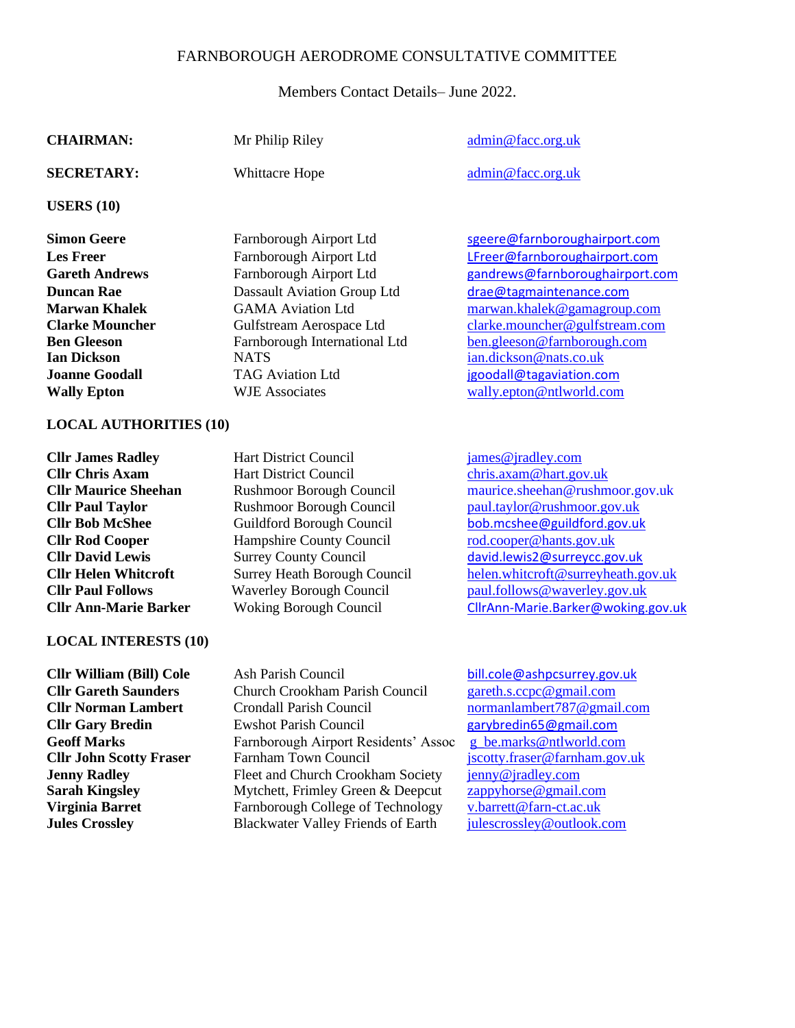# FARNBOROUGH AERODROME CONSULTATIVE COMMITTEE

Members Contact Details– June 2022.

| | | |
|---|---|---|
| **CHAIRMAN:** | Mr Philip Riley | admin@facc.org.uk |
| **SECRETARY:** | Whittacre Hope | admin@facc.org.uk |

**USERS (10)**

| | | |
|---|---|---|
| **Simon Geere** | Farnborough Airport Ltd | sgeere@farnboroughairport.com |
| **Les Freer** | Farnborough Airport Ltd | LFreer@farnboroughairport.com |
| **Gareth Andrews** | Farnborough Airport Ltd | gandrews@farnboroughairport.com |
| **Duncan Rae** | Dassault Aviation Group Ltd | drae@tagmaintenance.com |
| **Marwan Khalek** | GAMA Aviation Ltd | marwan.khalek@gamagroup.com |
| **Clarke Mouncher** | Gulfstream Aerospace Ltd | clarke.mouncher@gulfstream.com |
| **Ben Gleeson** | Farnborough International Ltd | ben.gleeson@farnborough.com |
| **Ian Dickson** | NATS | ian.dickson@nats.co.uk |
| **Joanne Goodall** | TAG Aviation Ltd | jgoodall@tagaviation.com |
| **Wally Epton** | WJE Associates | wally.epton@ntlworld.com |

**LOCAL AUTHORITIES (10)**

| | | |
|---|---|---|
| **Cllr James Radley** | Hart District Council | james@jradley.com |
| **Cllr Chris Axam** | Hart District Council | chris.axam@hart.gov.uk |
| **Cllr Maurice Sheehan** | Rushmoor Borough Council | maurice.sheehan@rushmoor.gov.uk |
| **Cllr Paul Taylor** | Rushmoor Borough Council | paul.taylor@rushmoor.gov.uk |
| **Cllr Bob McShee** | Guildford Borough Council | bob.mcshee@guildford.gov.uk |
| **Cllr Rod Cooper** | Hampshire County Council | rod.cooper@hants.gov.uk |
| **Cllr David Lewis** | Surrey County Council | david.lewis2@surreycc.gov.uk |
| **Cllr Helen Whitcroft** | Surrey Heath Borough Council | helen.whitcroft@surreyheath.gov.uk |
| **Cllr Paul Follows** | Waverley Borough Council | paul.follows@waverley.gov.uk |
| **Cllr Ann-Marie Barker** | Woking Borough Council | CllrAnn-Marie.Barker@woking.gov.uk |

**LOCAL INTERESTS (10)**

| | | |
|---|---|---|
| **Cllr William (Bill) Cole** | Ash Parish Council | bill.cole@ashpcsurrey.gov.uk |
| **Cllr Gareth Saunders** | Church Crookham Parish Council | gareth.s.ccpc@gmail.com |
| **Cllr Norman Lambert** | Crondall Parish Council | normanlambert787@gmail.com |
| **Cllr Gary Bredin** | Ewshot Parish Council | garybredin65@gmail.com |
| **Geoff Marks** | Farnborough Airport Residents' Assoc | g_be.marks@ntlworld.com |
| **Cllr John Scotty Fraser** | Farnham Town Council | jscotty.fraser@farnham.gov.uk |
| **Jenny Radley** | Fleet and Church Crookham Society | jenny@jradley.com |
| **Sarah Kingsley** | Mytchett, Frimley Green & Deepcut | zappyhorse@gmail.com |
| **Virginia Barret** | Farnborough College of Technology | v.barrett@farn-ct.ac.uk |
| **Jules Crossley** | Blackwater Valley Friends of Earth | julescrossley@outlook.com |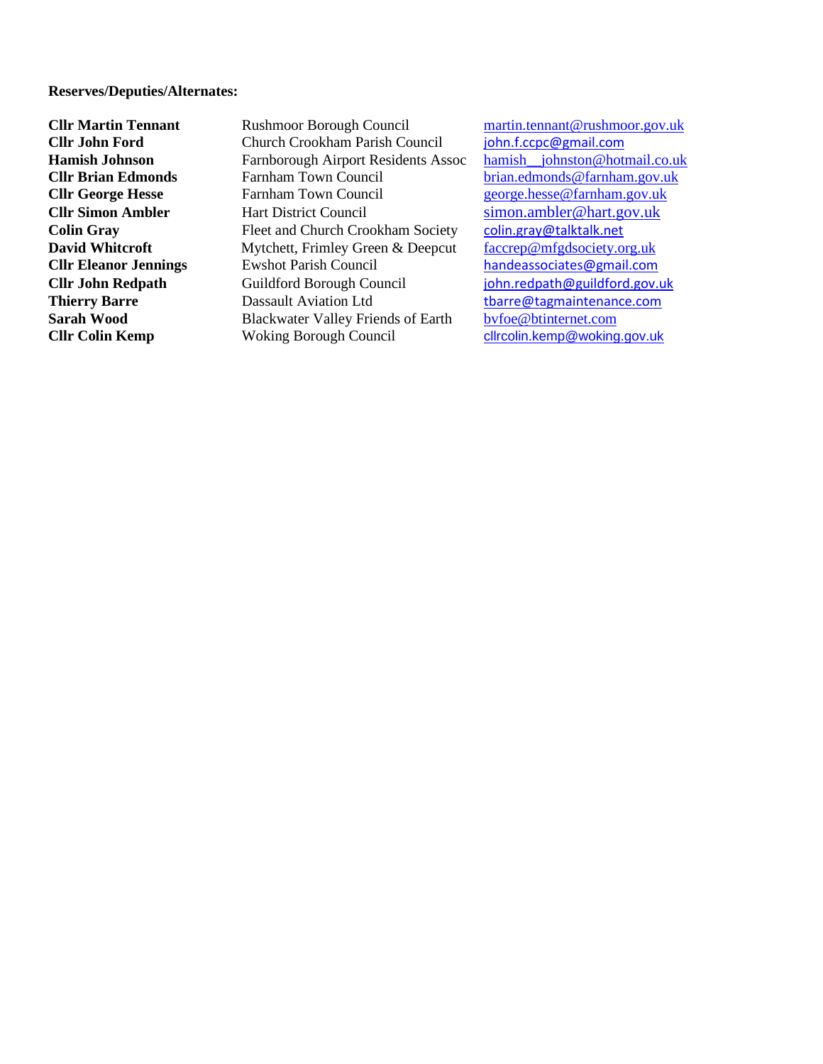**Reserves/Deputies/Alternates:**

| | | |
|---|---|---|
| **Cllr Martin Tennant** | Rushmoor Borough Council | martin.tennant@rushmoor.gov.uk |
| **Cllr John Ford** | Church Crookham Parish Council | john.f.ccpc@gmail.com |
| **Hamish Johnson** | Farnborough Airport Residents Assoc | hamish__johnston@hotmail.co.uk |
| **Cllr Brian Edmonds** | Farnham Town Council | brian.edmonds@farnham.gov.uk |
| **Cllr George Hesse** | Farnham Town Council | george.hesse@farnham.gov.uk |
| **Cllr Simon Ambler** | Hart District Council | simon.ambler@hart.gov.uk |
| **Colin Gray** | Fleet and Church Crookham Society | colin.gray@talktalk.net |
| **David Whitcroft** | Mytchett, Frimley Green & Deepcut | faccrep@mfgdsociety.org.uk |
| **Cllr Eleanor Jennings** | Ewshot Parish Council | handeassociates@gmail.com |
| **Cllr John Redpath** | Guildford Borough Council | john.redpath@guildford.gov.uk |
| **Thierry Barre** | Dassault Aviation Ltd | tbarre@tagmaintenance.com |
| **Sarah Wood** | Blackwater Valley Friends of Earth | bvfoe@btinternet.com |
| **Cllr Colin Kemp** | Woking Borough Council | cllrcolin.kemp@woking.gov.uk |